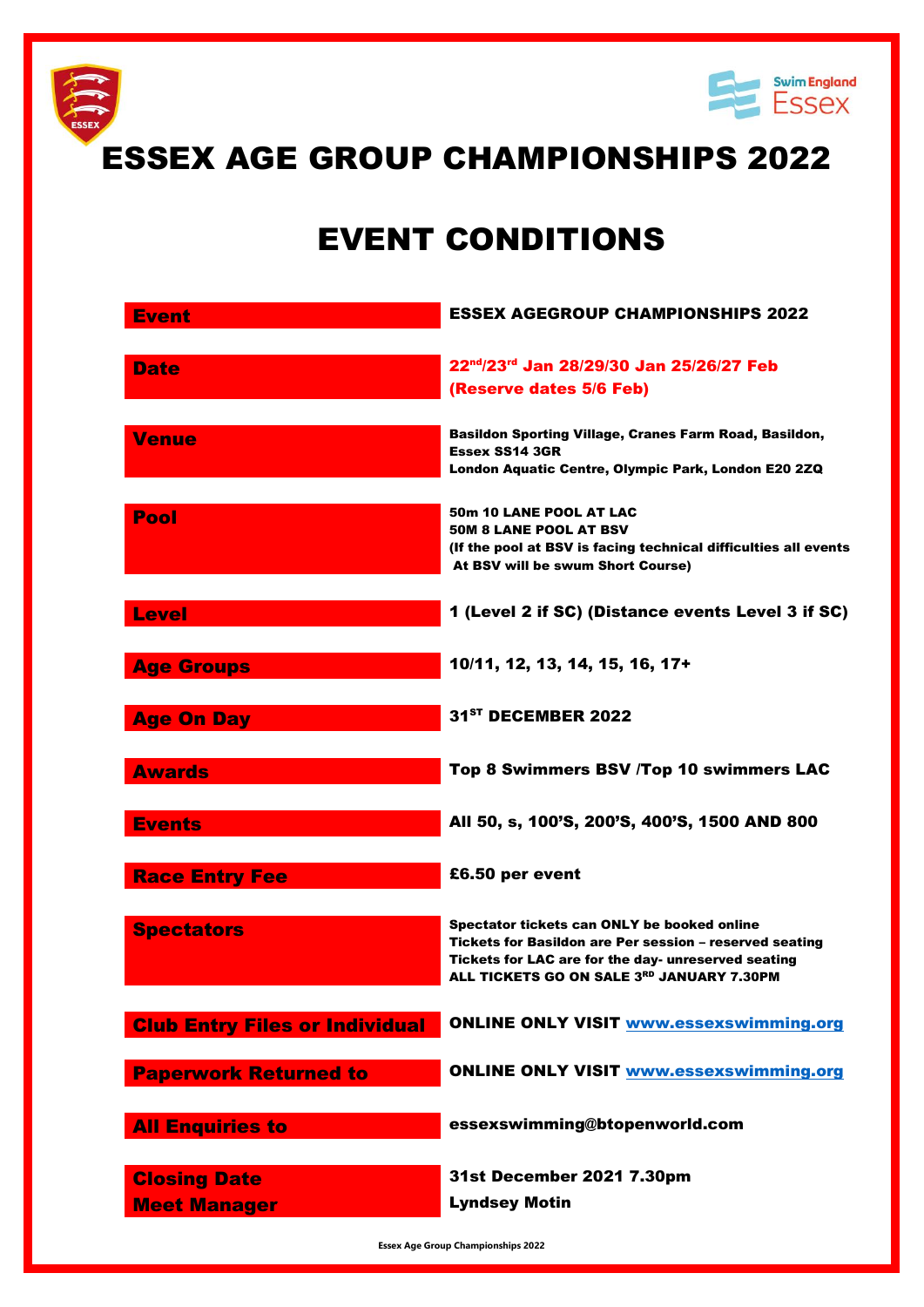# ESSEX AGE GROUP CHAMPIONSHIPS 2022

# EVENT CONDITIONS

| | |
|---|---|
| **Event** | **ESSEX AGEGROUP CHAMPIONSHIPS 2022** |
| **Date** | **22nd/23rd Jan 28/29/30 Jan 25/26/27 Feb (Reserve dates 5/6 Feb)** |
| **Venue** | **Basildon Sporting Village, Cranes Farm Road, Basildon, Essex SS14 3GR**<br>**London Aquatic Centre, Olympic Park, London E20 2ZQ** |
| **Pool** | **50m 10 LANE POOL AT LAC**<br>**50M 8 LANE POOL AT BSV**<br>**(If the pool at BSV is facing technical difficulties all events At BSV will be swum Short Course)** |
| **Level** | **1 (Level 2 if SC) (Distance events Level 3 if SC)** |
| **Age Groups** | **10/11, 12, 13, 14, 15, 16, 17+** |
| **Age On Day** | **31ST DECEMBER 2022** |
| **Awards** | **Top 8 Swimmers BSV /Top 10 swimmers LAC** |
| **Events** | **All 50, s, 100'S, 200'S, 400'S, 1500 AND 800** |
| **Race Entry Fee** | **£6.50 per event** |
| **Spectators** | **Spectator tickets can ONLY be booked online**<br>**Tickets for Basildon are Per session – reserved seating**<br>**Tickets for LAC are for the day- unreserved seating**<br>**ALL TICKETS GO ON SALE 3RD JANUARY 7.30PM** |
| **Club Entry Files or Individual** | **ONLINE ONLY VISIT [www.essexswimming.org](www.essexswimming.org)** |
| **Paperwork Returned to** | **ONLINE ONLY VISIT [www.essexswimming.org](www.essexswimming.org)** |
| **All Enquiries to** | **essexswimming@btopenworld.com** |
| **Closing Date** | **31st December 2021 7.30pm** |
| **Meet Manager** | **Lyndsey Motin** |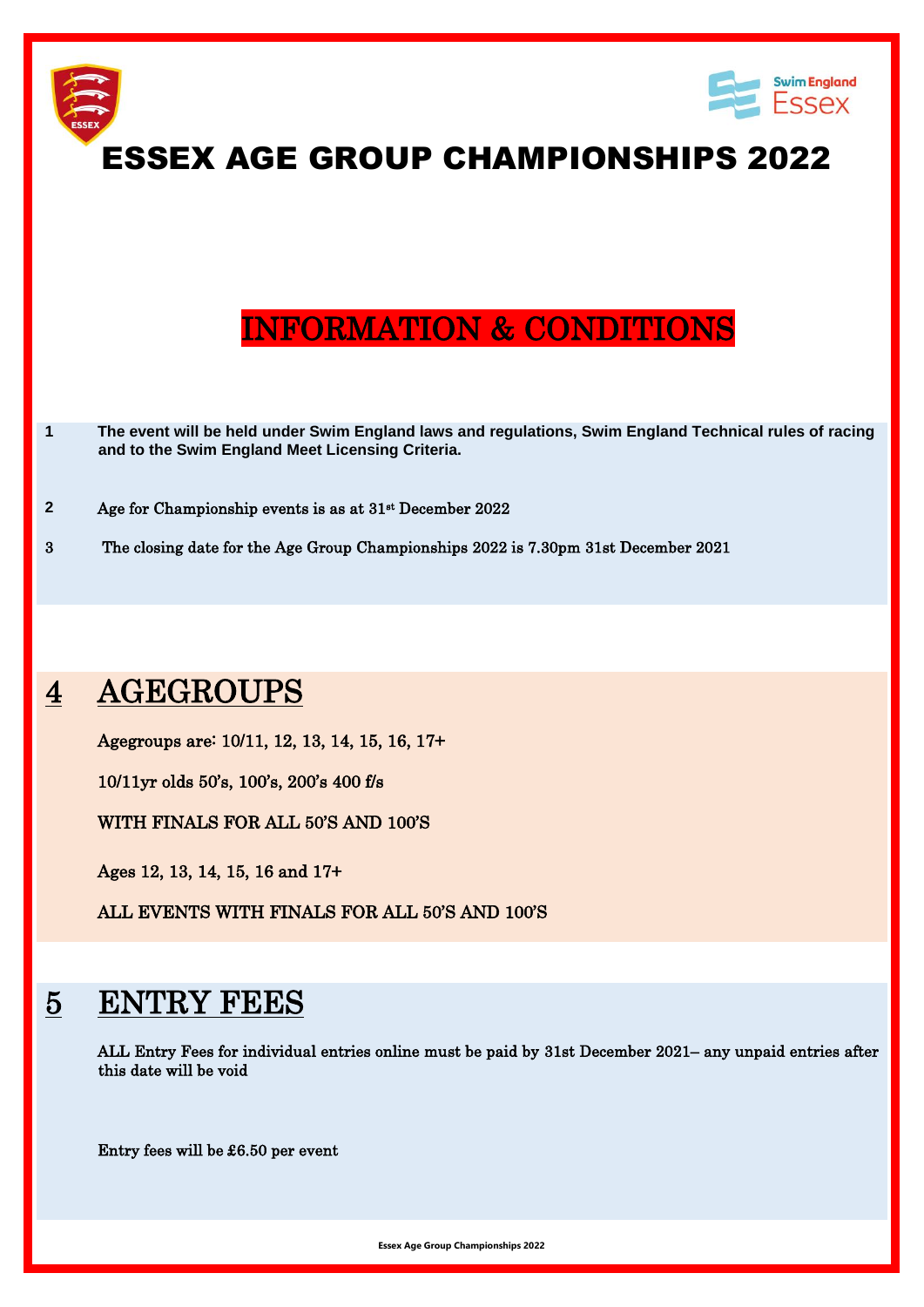# ESSEX AGE GROUP CHAMPIONSHIPS 2022

## INFORMATION & CONDITIONS

1 **The event will be held under Swim England laws and regulations, Swim England Technical rules of racing and to the Swim England Meet Licensing Criteria.**

2 Age for Championship events is as at 31st December 2022

3 The closing date for the Age Group Championships 2022 is 7.30pm 31st December 2021

## 4 AGEGROUPS

Agegroups are: 10/11, 12, 13, 14, 15, 16, 17+

10/11yr olds 50's, 100's, 200's 400 f/s

WITH FINALS FOR ALL 50'S AND 100'S

Ages 12, 13, 14, 15, 16 and 17+

ALL EVENTS WITH FINALS FOR ALL 50'S AND 100'S

## 5 ENTRY FEES

ALL Entry Fees for individual entries online must be paid by 31st December 2021– any unpaid entries after this date will be void

Entry fees will be £6.50 per event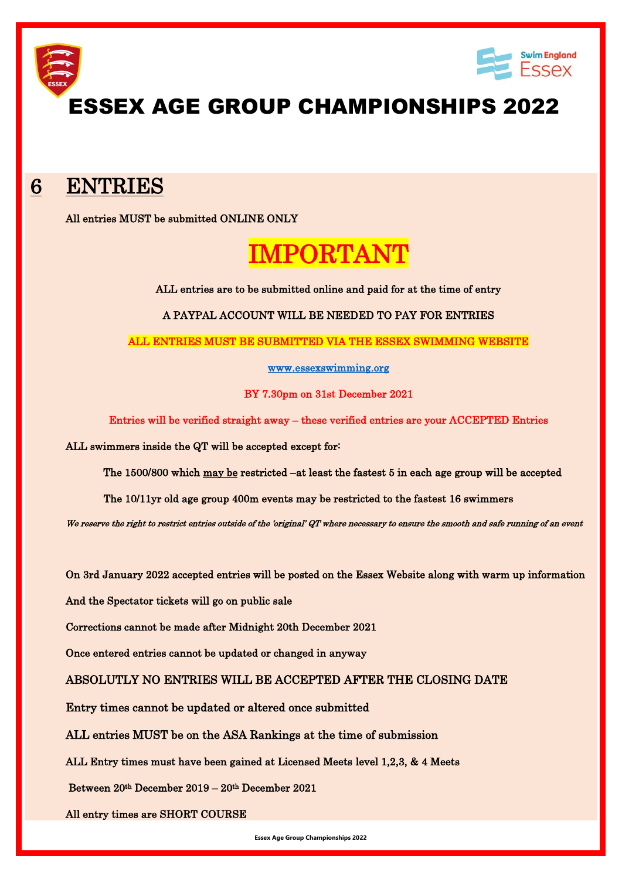# ESSEX AGE GROUP CHAMPIONSHIPS 2022

## 6 ENTRIES

All entries MUST be submitted ONLINE ONLY

**IMPORTANT**

ALL entries are to be submitted online and paid for at the time of entry

A PAYPAL ACCOUNT WILL BE NEEDED TO PAY FOR ENTRIES

ALL ENTRIES MUST BE SUBMITTED VIA THE ESSEX SWIMMING WEBSITE

www.essexswimming.org

BY 7.30pm on 31st December 2021

Entries will be verified straight away – these verified entries are your ACCEPTED Entries

ALL swimmers inside the QT will be accepted except for:

The 1500/800 which may be restricted –at least the fastest 5 in each age group will be accepted

The 10/11yr old age group 400m events may be restricted to the fastest 16 swimmers

*We reserve the right to restrict entries outside of the 'original' QT where necessary to ensure the smooth and safe running of an event*

On 3rd January 2022 accepted entries will be posted on the Essex Website along with warm up information

And the Spectator tickets will go on public sale

Corrections cannot be made after Midnight 20th December 2021

Once entered entries cannot be updated or changed in anyway

ABSOLUTLY NO ENTRIES WILL BE ACCEPTED AFTER THE CLOSING DATE

Entry times cannot be updated or altered once submitted

ALL entries MUST be on the ASA Rankings at the time of submission

ALL Entry times must have been gained at Licensed Meets level 1,2,3, & 4 Meets

Between 20th December 2019 – 20th December 2021

All entry times are SHORT COURSE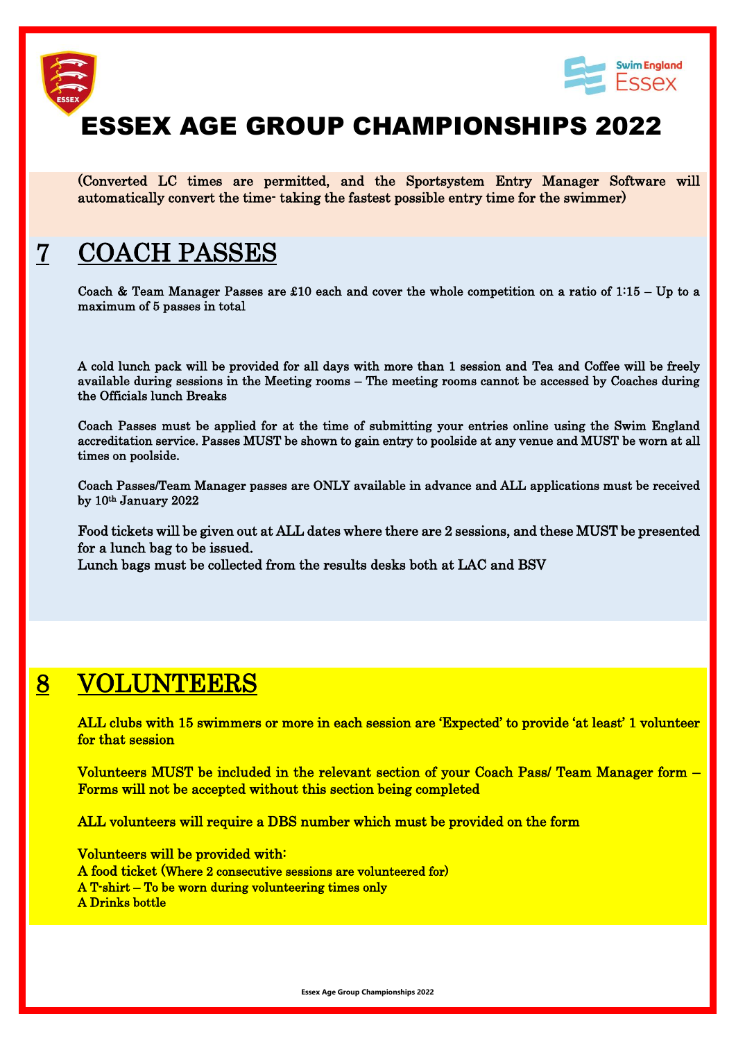# ESSEX AGE GROUP CHAMPIONSHIPS 2022

(Converted LC times are permitted, and the Sportsystem Entry Manager Software will automatically convert the time- taking the fastest possible entry time for the swimmer)

## 7 COACH PASSES

Coach & Team Manager Passes are £10 each and cover the whole competition on a ratio of 1:15 – Up to a maximum of 5 passes in total

A cold lunch pack will be provided for all days with more than 1 session and Tea and Coffee will be freely available during sessions in the Meeting rooms – The meeting rooms cannot be accessed by Coaches during the Officials lunch Breaks

Coach Passes must be applied for at the time of submitting your entries online using the Swim England accreditation service. Passes MUST be shown to gain entry to poolside at any venue and MUST be worn at all times on poolside.

Coach Passes/Team Manager passes are ONLY available in advance and ALL applications must be received by 10th January 2022

Food tickets will be given out at ALL dates where there are 2 sessions, and these MUST be presented for a lunch bag to be issued.
Lunch bags must be collected from the results desks both at LAC and BSV

## 8 VOLUNTEERS

ALL clubs with 15 swimmers or more in each session are 'Expected' to provide 'at least' 1 volunteer for that session

Volunteers MUST be included in the relevant section of your Coach Pass/ Team Manager form – Forms will not be accepted without this section being completed

ALL volunteers will require a DBS number which must be provided on the form

Volunteers will be provided with:
A food ticket (Where 2 consecutive sessions are volunteered for)
A T-shirt – To be worn during volunteering times only
A Drinks bottle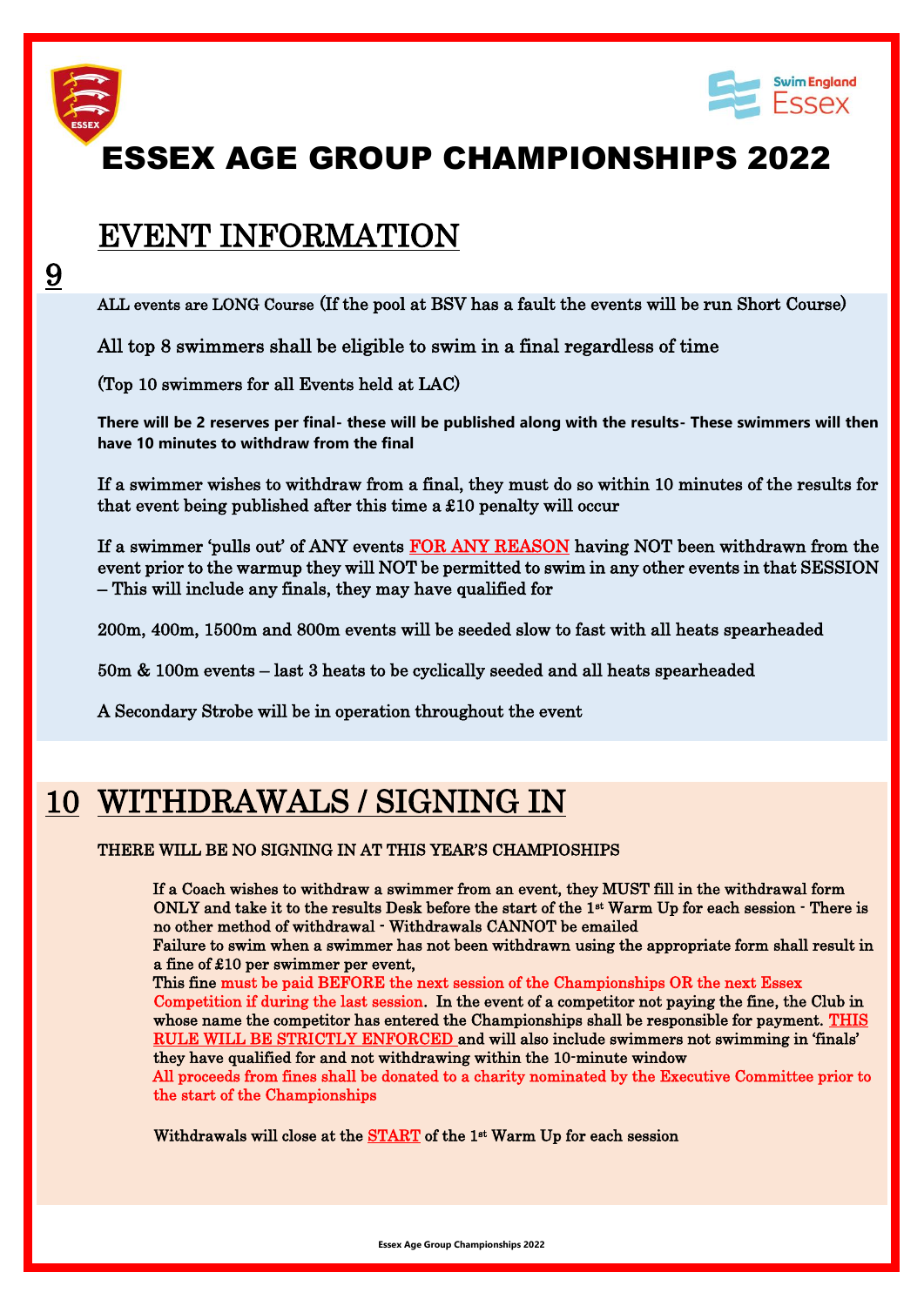# ESSEX AGE GROUP CHAMPIONSHIPS 2022

## EVENT INFORMATION

**9**

ALL events are LONG Course (If the pool at BSV has a fault the events will be run Short Course)

All top 8 swimmers shall be eligible to swim in a final regardless of time

(Top 10 swimmers for all Events held at LAC)

**There will be 2 reserves per final- these will be published along with the results- These swimmers will then have 10 minutes to withdraw from the final**

If a swimmer wishes to withdraw from a final, they must do so within 10 minutes of the results for that event being published after this time a £10 penalty will occur

If a swimmer 'pulls out' of ANY events FOR ANY REASON having NOT been withdrawn from the event prior to the warmup they will NOT be permitted to swim in any other events in that SESSION – This will include any finals, they may have qualified for

200m, 400m, 1500m and 800m events will be seeded slow to fast with all heats spearheaded

50m & 100m events – last 3 heats to be cyclically seeded and all heats spearheaded

A Secondary Strobe will be in operation throughout the event

## 10 WITHDRAWALS / SIGNING IN

THERE WILL BE NO SIGNING IN AT THIS YEAR'S CHAMPIOSHIPS

If a Coach wishes to withdraw a swimmer from an event, they MUST fill in the withdrawal form ONLY and take it to the results Desk before the start of the 1st Warm Up for each session - There is no other method of withdrawal - Withdrawals CANNOT be emailed
Failure to swim when a swimmer has not been withdrawn using the appropriate form shall result in a fine of £10 per swimmer per event,
This fine must be paid BEFORE the next session of the Championships OR the next Essex Competition if during the last session. In the event of a competitor not paying the fine, the Club in whose name the competitor has entered the Championships shall be responsible for payment. THIS RULE WILL BE STRICTLY ENFORCED and will also include swimmers not swimming in 'finals' they have qualified for and not withdrawing within the 10-minute window
All proceeds from fines shall be donated to a charity nominated by the Executive Committee prior to the start of the Championships

Withdrawals will close at the START of the 1st Warm Up for each session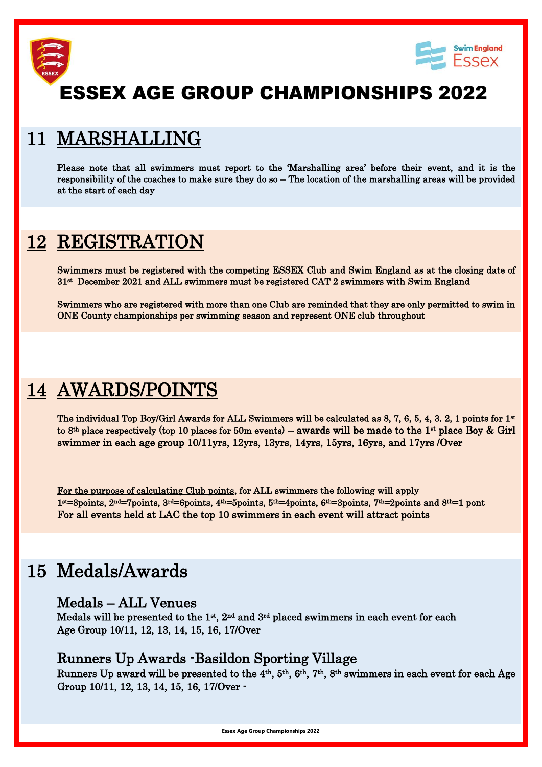# ESSEX AGE GROUP CHAMPIONSHIPS 2022

## 11 MARSHALLING

Please note that all swimmers must report to the 'Marshalling area' before their event, and it is the responsibility of the coaches to make sure they do so – The location of the marshalling areas will be provided at the start of each day

## 12 REGISTRATION

Swimmers must be registered with the competing ESSEX Club and Swim England as at the closing date of 31st December 2021 and ALL swimmers must be registered CAT 2 swimmers with Swim England

Swimmers who are registered with more than one Club are reminded that they are only permitted to swim in ONE County championships per swimming season and represent ONE club throughout

## 14 AWARDS/POINTS

The individual Top Boy/Girl Awards for ALL Swimmers will be calculated as 8, 7, 6, 5, 4, 3. 2, 1 points for 1st to 8th place respectively (top 10 places for 50m events) – **awards will be made to the 1st place Boy & Girl swimmer in each age group 10/11yrs, 12yrs, 13yrs, 14yrs, 15yrs, 16yrs, and 17yrs /Over**

For the purpose of calculating Club points, for ALL swimmers the following will apply
1st=8points, 2nd=7points, 3rd=6points, 4th=5points, 5th=4points, 6th=3points, 7th=2points and 8th=1 pont
**For all events held at LAC the top 10 swimmers in each event will attract points**

## 15 Medals/Awards

### Medals – ALL Venues

Medals will be presented to the 1st, 2nd and 3rd placed swimmers in each event for each Age Group 10/11, 12, 13, 14, 15, 16, 17/Over

### Runners Up Awards -Basildon Sporting Village

Runners Up award will be presented to the 4th, 5th, 6th, 7th, 8th swimmers in each event for each Age Group 10/11, 12, 13, 14, 15, 16, 17/Over -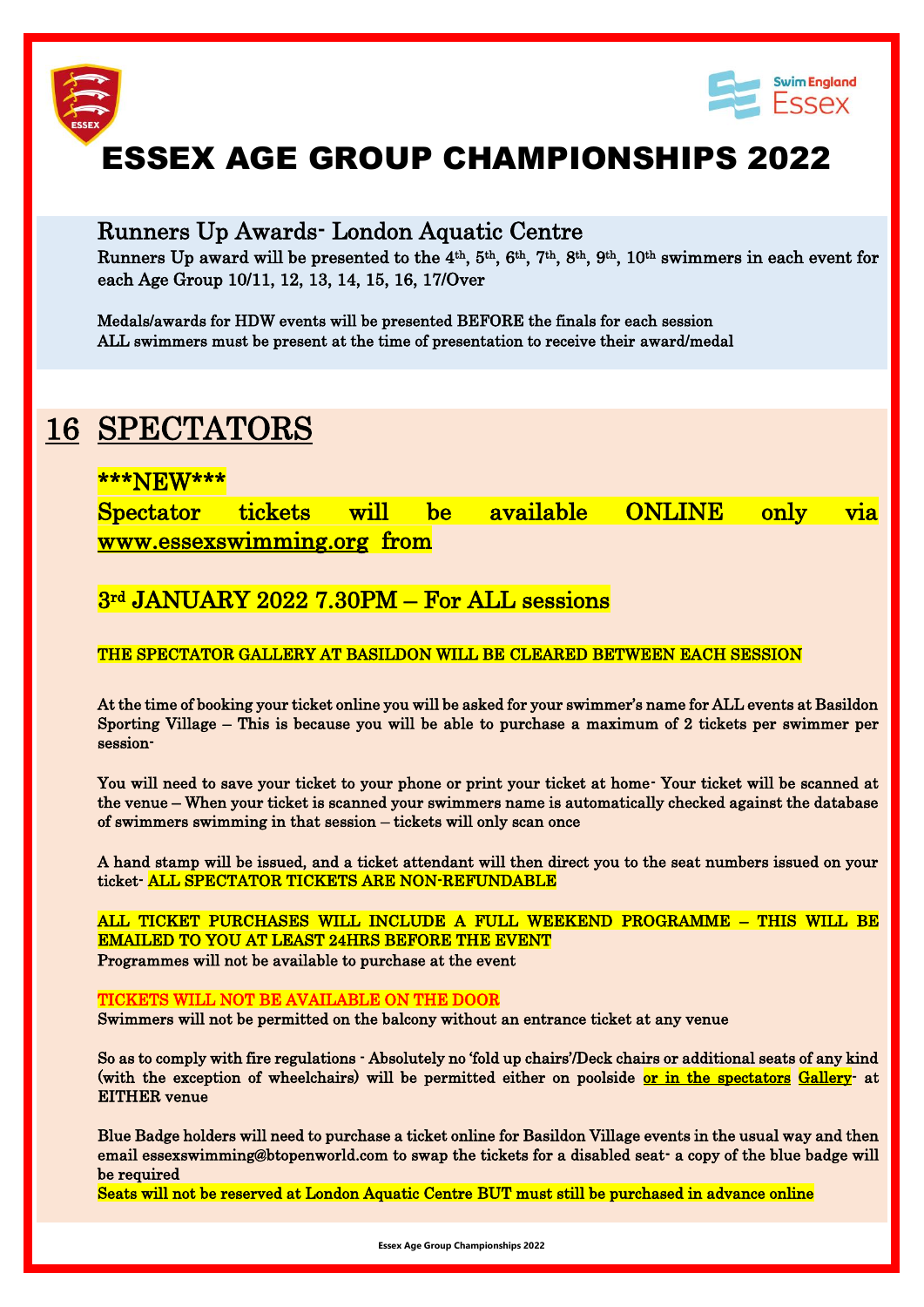# ESSEX AGE GROUP CHAMPIONSHIPS 2022

## Runners Up Awards- London Aquatic Centre

Runners Up award will be presented to the 4th, 5th, 6th, 7th, 8th, 9th, 10th swimmers in each event for each Age Group 10/11, 12, 13, 14, 15, 16, 17/Over

Medals/awards for HDW events will be presented BEFORE the finals for each session
ALL swimmers must be present at the time of presentation to receive their award/medal

## 16 SPECTATORS

***NEW***
Spectator tickets will be available ONLINE only via www.essexswimming.org from

3rd JANUARY 2022 7.30PM – For ALL sessions

THE SPECTATOR GALLERY AT BASILDON WILL BE CLEARED BETWEEN EACH SESSION

At the time of booking your ticket online you will be asked for your swimmer's name for ALL events at Basildon Sporting Village – This is because you will be able to purchase a maximum of 2 tickets per swimmer per session-

You will need to save your ticket to your phone or print your ticket at home- Your ticket will be scanned at the venue – When your ticket is scanned your swimmers name is automatically checked against the database of swimmers swimming in that session – tickets will only scan once

A hand stamp will be issued, and a ticket attendant will then direct you to the seat numbers issued on your ticket- ALL SPECTATOR TICKETS ARE NON-REFUNDABLE

ALL TICKET PURCHASES WILL INCLUDE A FULL WEEKEND PROGRAMME – THIS WILL BE EMAILED TO YOU AT LEAST 24HRS BEFORE THE EVENT
Programmes will not be available to purchase at the event

TICKETS WILL NOT BE AVAILABLE ON THE DOOR
Swimmers will not be permitted on the balcony without an entrance ticket at any venue

So as to comply with fire regulations - Absolutely no 'fold up chairs'/Deck chairs or additional seats of any kind (with the exception of wheelchairs) will be permitted either on poolside or in the spectators Gallery- at EITHER venue

Blue Badge holders will need to purchase a ticket online for Basildon Village events in the usual way and then email essexswimming@btopenworld.com to swap the tickets for a disabled seat- a copy of the blue badge will be required
Seats will not be reserved at London Aquatic Centre BUT must still be purchased in advance online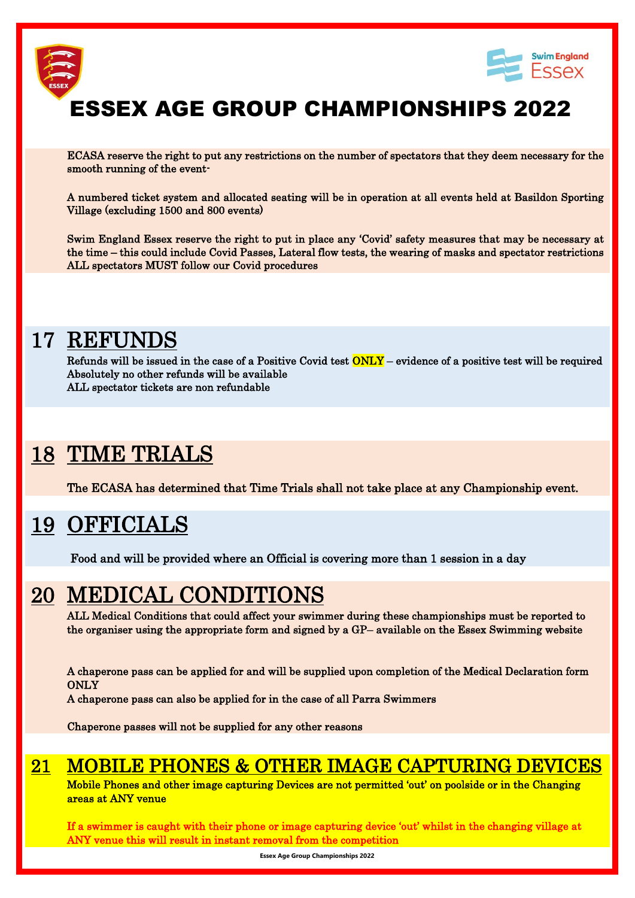# ESSEX AGE GROUP CHAMPIONSHIPS 2022

ECASA reserve the right to put any restrictions on the number of spectators that they deem necessary for the smooth running of the event-

A numbered ticket system and allocated seating will be in operation at all events held at Basildon Sporting Village (excluding 1500 and 800 events)

Swim England Essex reserve the right to put in place any 'Covid' safety measures that may be necessary at the time – this could include Covid Passes, Lateral flow tests, the wearing of masks and spectator restrictions ALL spectators MUST follow our Covid procedures

## 17 REFUNDS

Refunds will be issued in the case of a Positive Covid test **ONLY** – evidence of a positive test will be required
Absolutely no other refunds will be available
ALL spectator tickets are non refundable

## 18 TIME TRIALS

The ECASA has determined that Time Trials shall not take place at any Championship event.

## 19 OFFICIALS

Food and will be provided where an Official is covering more than 1 session in a day

## 20 MEDICAL CONDITIONS

ALL Medical Conditions that could affect your swimmer during these championships must be reported to the organiser using the appropriate form and signed by a GP– available on the Essex Swimming website

A chaperone pass can be applied for and will be supplied upon completion of the Medical Declaration form ONLY
A chaperone pass can also be applied for in the case of all Parra Swimmers

Chaperone passes will not be supplied for any other reasons

## 21 MOBILE PHONES & OTHER IMAGE CAPTURING DEVICES

Mobile Phones and other image capturing Devices are not permitted 'out' on poolside or in the Changing areas at ANY venue

**If a swimmer is caught with their phone or image capturing device 'out' whilst in the changing village at ANY venue this will result in instant removal from the competition**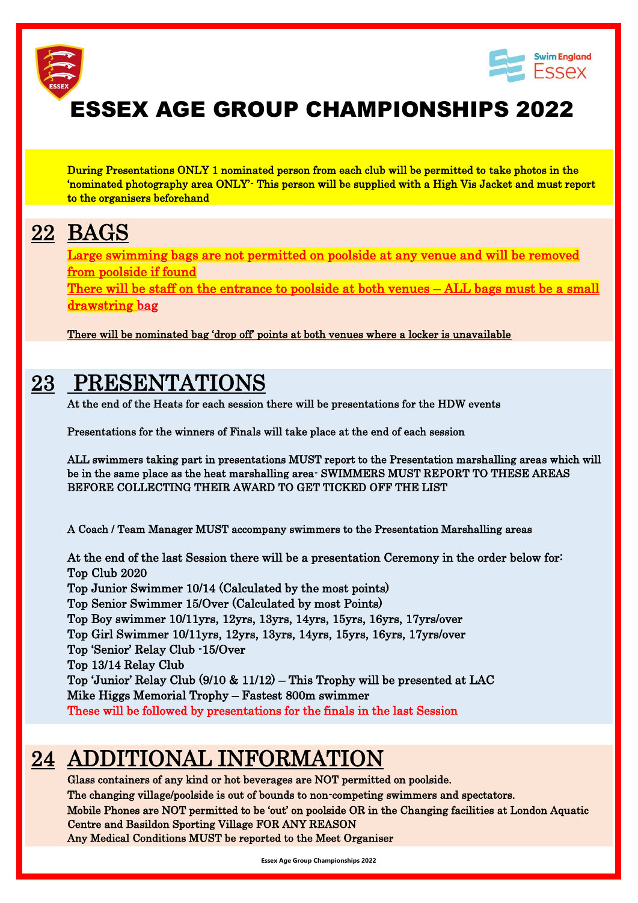# ESSEX AGE GROUP CHAMPIONSHIPS 2022

During Presentations ONLY 1 nominated person from each club will be permitted to take photos in the 'nominated photography area ONLY'- This person will be supplied with a High Vis Jacket and must report to the organisers beforehand

## 22 BAGS

Large swimming bags are not permitted on poolside at any venue and will be removed from poolside if found

There will be staff on the entrance to poolside at both venues – ALL bags must be a small drawstring bag

There will be nominated bag 'drop off' points at both venues where a locker is unavailable

## 23 PRESENTATIONS

At the end of the Heats for each session there will be presentations for the HDW events

Presentations for the winners of Finals will take place at the end of each session

ALL swimmers taking part in presentations MUST report to the Presentation marshalling areas which will be in the same place as the heat marshalling area- SWIMMERS MUST REPORT TO THESE AREAS BEFORE COLLECTING THEIR AWARD TO GET TICKED OFF THE LIST

A Coach / Team Manager MUST accompany swimmers to the Presentation Marshalling areas

At the end of the last Session there will be a presentation Ceremony in the order below for:

Top Club 2020

Top Junior Swimmer 10/14 (Calculated by the most points)

Top Senior Swimmer 15/Over (Calculated by most Points)

Top Boy swimmer 10/11yrs, 12yrs, 13yrs, 14yrs, 15yrs, 16yrs, 17yrs/over

Top Girl Swimmer 10/11yrs, 12yrs, 13yrs, 14yrs, 15yrs, 16yrs, 17yrs/over

Top 'Senior' Relay Club -15/Over

Top 13/14 Relay Club

Top 'Junior' Relay Club (9/10 & 11/12) – This Trophy will be presented at LAC

Mike Higgs Memorial Trophy – Fastest 800m swimmer

These will be followed by presentations for the finals in the last Session

## 24 ADDITIONAL INFORMATION

Glass containers of any kind or hot beverages are NOT permitted on poolside.

The changing village/poolside is out of bounds to non-competing swimmers and spectators.

Mobile Phones are NOT permitted to be 'out' on poolside OR in the Changing facilities at London Aquatic Centre and Basildon Sporting Village FOR ANY REASON

Any Medical Conditions MUST be reported to the Meet Organiser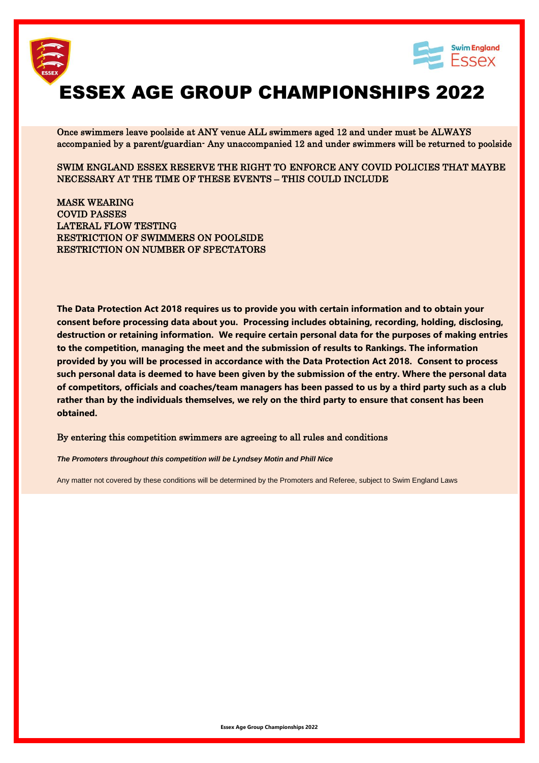# ESSEX AGE GROUP CHAMPIONSHIPS 2022

Once swimmers leave poolside at ANY venue ALL swimmers aged 12 and under must be ALWAYS accompanied by a parent/guardian- Any unaccompanied 12 and under swimmers will be returned to poolside

SWIM ENGLAND ESSEX RESERVE THE RIGHT TO ENFORCE ANY COVID POLICIES THAT MAYBE NECESSARY AT THE TIME OF THESE EVENTS – THIS COULD INCLUDE

MASK WEARING
COVID PASSES
LATERAL FLOW TESTING
RESTRICTION OF SWIMMERS ON POOLSIDE
RESTRICTION ON NUMBER OF SPECTATORS

**The Data Protection Act 2018 requires us to provide you with certain information and to obtain your consent before processing data about you. Processing includes obtaining, recording, holding, disclosing, destruction or retaining information. We require certain personal data for the purposes of making entries to the competition, managing the meet and the submission of results to Rankings. The information provided by you will be processed in accordance with the Data Protection Act 2018. Consent to process such personal data is deemed to have been given by the submission of the entry. Where the personal data of competitors, officials and coaches/team managers has been passed to us by a third party such as a club rather than by the individuals themselves, we rely on the third party to ensure that consent has been obtained.**

By entering this competition swimmers are agreeing to all rules and conditions

***The Promoters throughout this competition will be Lyndsey Motin and Phill Nice***

Any matter not covered by these conditions will be determined by the Promoters and Referee, subject to Swim England Laws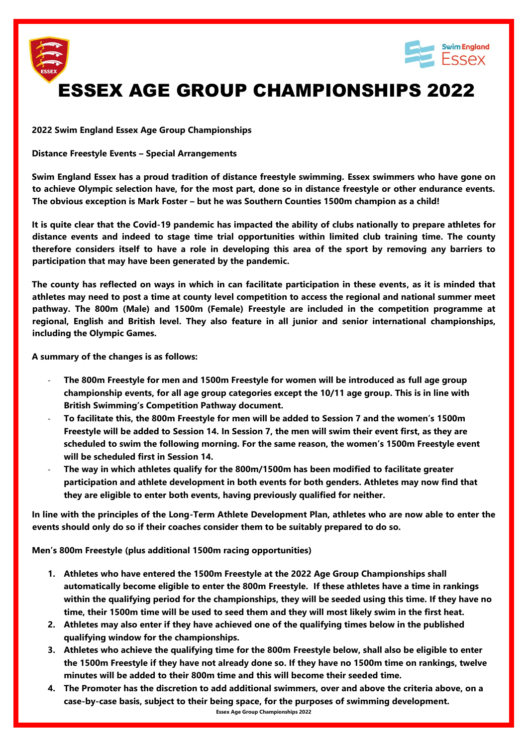# ESSEX AGE GROUP CHAMPIONSHIPS 2022

**2022 Swim England Essex Age Group Championships**

**Distance Freestyle Events – Special Arrangements**

**Swim England Essex has a proud tradition of distance freestyle swimming. Essex swimmers who have gone on to achieve Olympic selection have, for the most part, done so in distance freestyle or other endurance events. The obvious exception is Mark Foster – but he was Southern Counties 1500m champion as a child!**

**It is quite clear that the Covid-19 pandemic has impacted the ability of clubs nationally to prepare athletes for distance events and indeed to stage time trial opportunities within limited club training time. The county therefore considers itself to have a role in developing this area of the sport by removing any barriers to participation that may have been generated by the pandemic.**

**The county has reflected on ways in which in can facilitate participation in these events, as it is minded that athletes may need to post a time at county level competition to access the regional and national summer meet pathway. The 800m (Male) and 1500m (Female) Freestyle are included in the competition programme at regional, English and British level. They also feature in all junior and senior international championships, including the Olympic Games.**

**A summary of the changes is as follows:**

- **The 800m Freestyle for men and 1500m Freestyle for women will be introduced as full age group championship events, for all age group categories except the 10/11 age group. This is in line with British Swimming's Competition Pathway document.**
- **To facilitate this, the 800m Freestyle for men will be added to Session 7 and the women's 1500m Freestyle will be added to Session 14. In Session 7, the men will swim their event first, as they are scheduled to swim the following morning. For the same reason, the women's 1500m Freestyle event will be scheduled first in Session 14.**
- **The way in which athletes qualify for the 800m/1500m has been modified to facilitate greater participation and athlete development in both events for both genders. Athletes may now find that they are eligible to enter both events, having previously qualified for neither.**

**In line with the principles of the Long-Term Athlete Development Plan, athletes who are now able to enter the events should only do so if their coaches consider them to be suitably prepared to do so.**

**Men's 800m Freestyle (plus additional 1500m racing opportunities)**

1. **Athletes who have entered the 1500m Freestyle at the 2022 Age Group Championships shall automatically become eligible to enter the 800m Freestyle. If these athletes have a time in rankings within the qualifying period for the championships, they will be seeded using this time. If they have no time, their 1500m time will be used to seed them and they will most likely swim in the first heat.**
2. **Athletes may also enter if they have achieved one of the qualifying times below in the published qualifying window for the championships.**
3. **Athletes who achieve the qualifying time for the 800m Freestyle below, shall also be eligible to enter the 1500m Freestyle if they have not already done so. If they have no 1500m time on rankings, twelve minutes will be added to their 800m time and this will become their seeded time.**
4. **The Promoter has the discretion to add additional swimmers, over and above the criteria above, on a case-by-case basis, subject to their being space, for the purposes of swimming development.**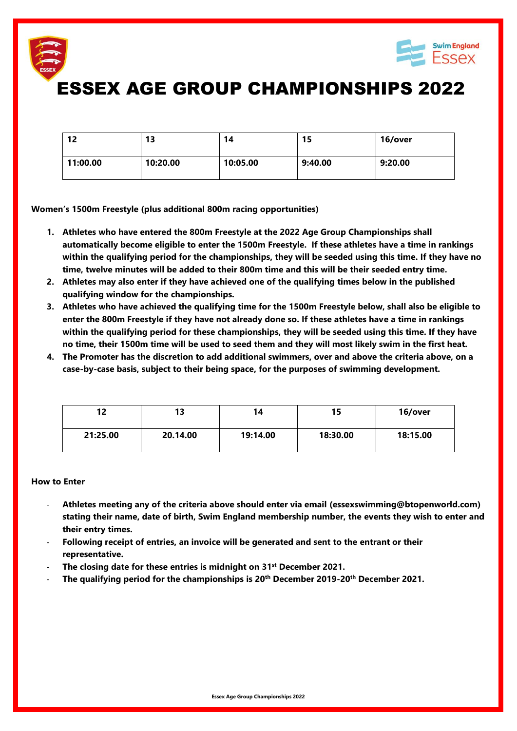# ESSEX AGE GROUP CHAMPIONSHIPS 2022

| 12 | 13 | 14 | 15 | 16/over |
|---|---|---|---|---|
| 11:00.00 | 10:20.00 | 10:05.00 | 9:40.00 | 9:20.00 |

**Women's 1500m Freestyle (plus additional 800m racing opportunities)**

1. **Athletes who have entered the 800m Freestyle at the 2022 Age Group Championships shall automatically become eligible to enter the 1500m Freestyle. If these athletes have a time in rankings within the qualifying period for the championships, they will be seeded using this time. If they have no time, twelve minutes will be added to their 800m time and this will be their seeded entry time.**
2. **Athletes may also enter if they have achieved one of the qualifying times below in the published qualifying window for the championships.**
3. **Athletes who have achieved the qualifying time for the 1500m Freestyle below, shall also be eligible to enter the 800m Freestyle if they have not already done so. If these athletes have a time in rankings within the qualifying period for these championships, they will be seeded using this time. If they have no time, their 1500m time will be used to seed them and they will most likely swim in the first heat.**
4. **The Promoter has the discretion to add additional swimmers, over and above the criteria above, on a case-by-case basis, subject to their being space, for the purposes of swimming development.**

| 12 | 13 | 14 | 15 | 16/over |
|---|---|---|---|---|
| 21:25.00 | 20.14.00 | 19:14.00 | 18:30.00 | 18:15.00 |

**How to Enter**

- **Athletes meeting any of the criteria above should enter via email (essexswimming@btopenworld.com) stating their name, date of birth, Swim England membership number, the events they wish to enter and their entry times.**
- **Following receipt of entries, an invoice will be generated and sent to the entrant or their representative.**
- **The closing date for these entries is midnight on 31st December 2021.**
- **The qualifying period for the championships is 20th December 2019-20th December 2021.**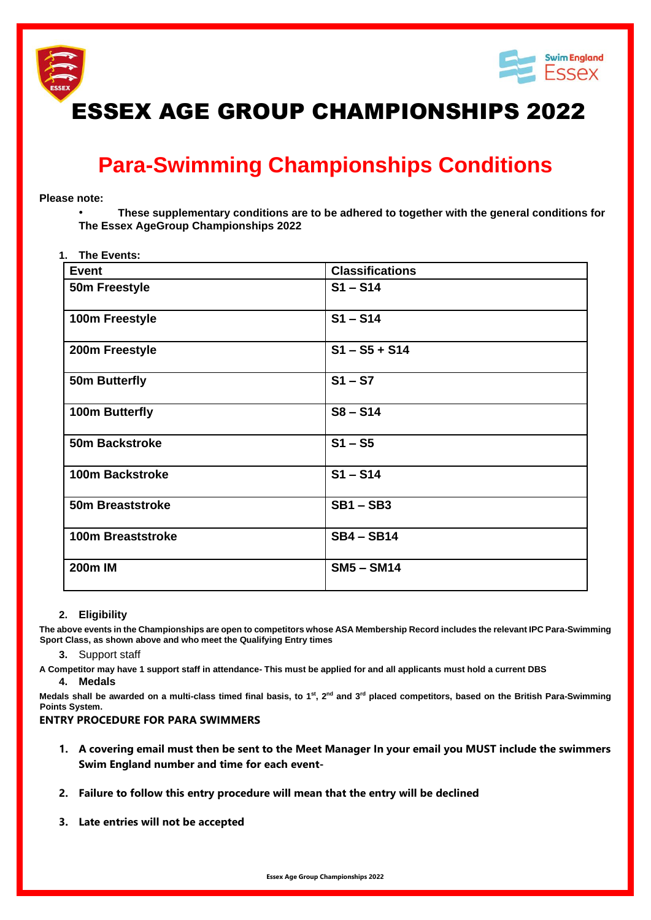# ESSEX AGE GROUP CHAMPIONSHIPS 2022

## Para-Swimming Championships Conditions

**Please note:**

- **These supplementary conditions are to be adhered to together with the general conditions for The Essex AgeGroup Championships 2022**

1. **The Events:**

| Event | Classifications |
|---|---|
| 50m Freestyle | S1 – S14 |
| 100m Freestyle | S1 – S14 |
| 200m Freestyle | S1 – S5 + S14 |
| 50m Butterfly | S1 – S7 |
| 100m Butterfly | S8 – S14 |
| 50m Backstroke | S1 – S5 |
| 100m Backstroke | S1 – S14 |
| 50m Breaststroke | SB1 – SB3 |
| 100m Breaststroke | SB4 – SB14 |
| 200m IM | SM5 – SM14 |

2. **Eligibility**

**The above events in the Championships are open to competitors whose ASA Membership Record includes the relevant IPC Para-Swimming Sport Class, as shown above and who meet the Qualifying Entry times**

3. Support staff

**A Competitor may have 1 support staff in attendance- This must be applied for and all applicants must hold a current DBS**

4. **Medals**

**Medals shall be awarded on a multi-class timed final basis, to 1st, 2nd and 3rd placed competitors, based on the British Para-Swimming Points System.**

**ENTRY PROCEDURE FOR PARA SWIMMERS**

1. **A covering email must then be sent to the Meet Manager In your email you MUST include the swimmers Swim England number and time for each event-**
2. **Failure to follow this entry procedure will mean that the entry will be declined**
3. **Late entries will not be accepted**